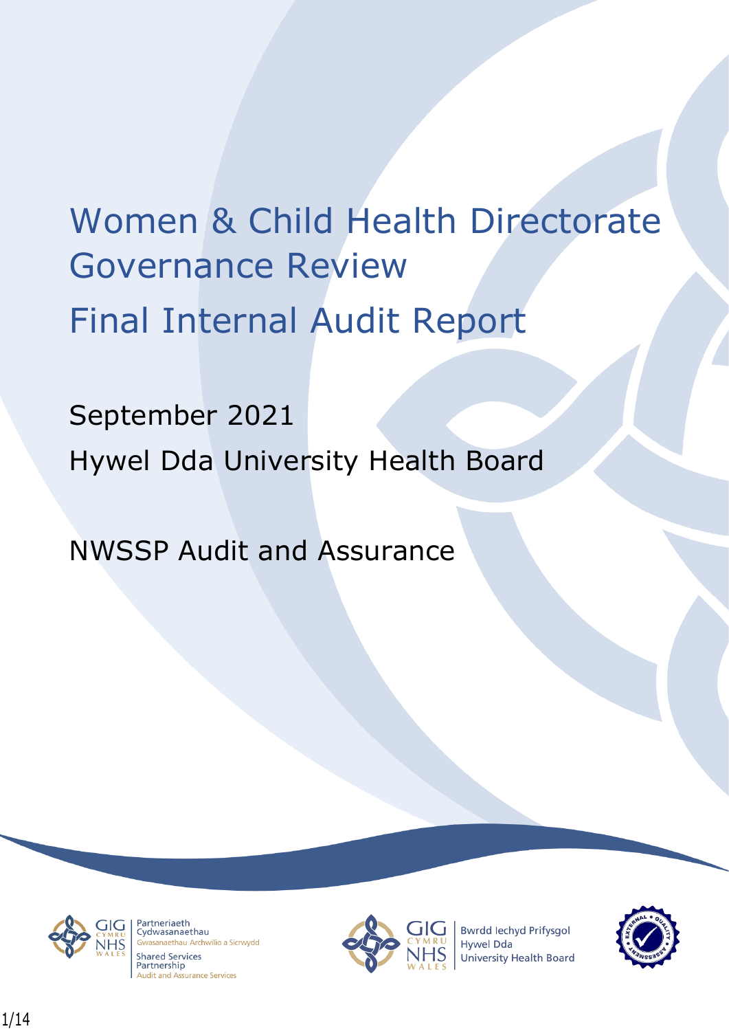# Women & Child Health Directorate Governance Review

# Final Internal Audit Report

September 2021

Hywel Dda University Health Board

NWSSP Audit and Assurance

Partneriaeth Cydwasanaethau
Gwasanaethau Archwilio a Sicrwydd
Shared Services Partnership
Audit and Assurance Services

Bwrdd Iechyd Prifysgol Hywel Dda
University Health Board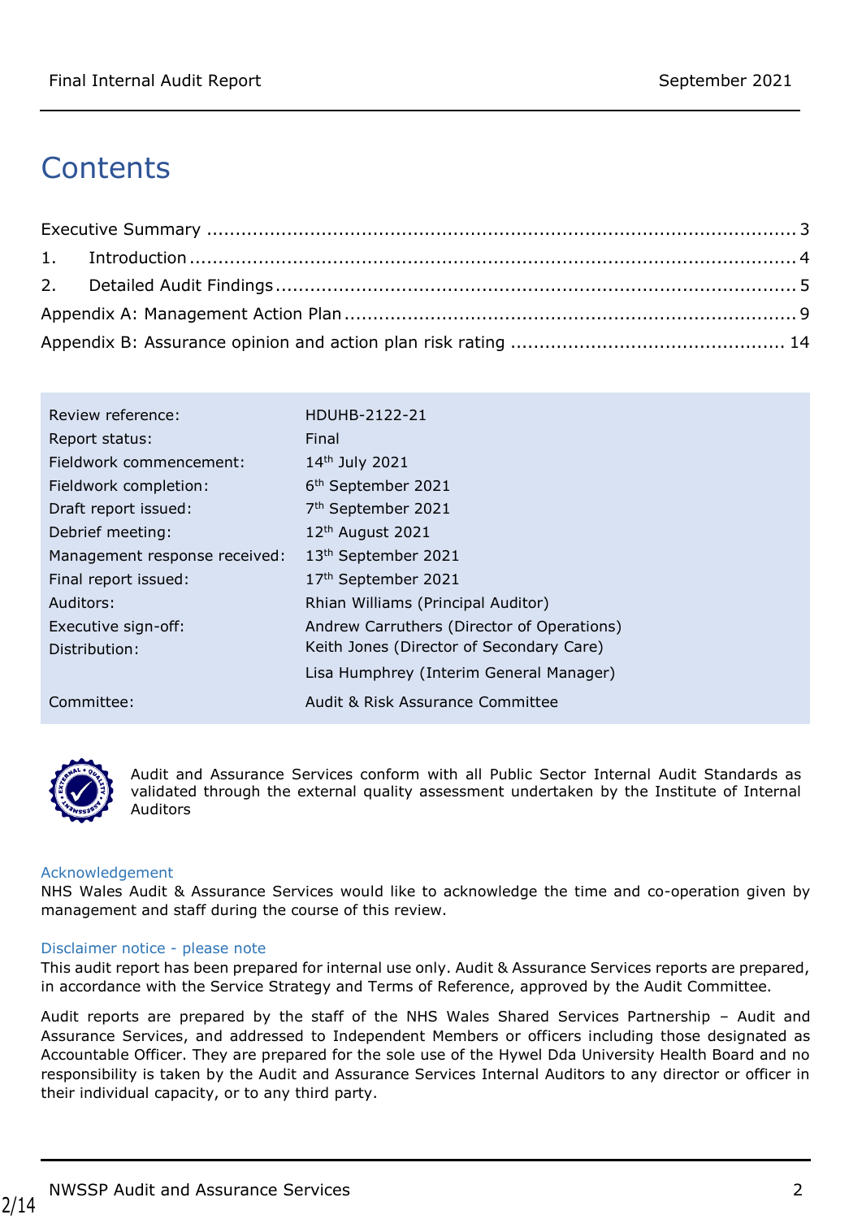# Contents

Executive Summary ........................................................................................................ 3

1. Introduction ............................................................................................................ 4

2. Detailed Audit Findings .............................................................................................. 5

Appendix A: Management Action Plan ................................................................................ 9

Appendix B: Assurance opinion and action plan risk rating ................................................ 14

| | |
|---|---|
| Review reference: | HDUHB-2122-21 |
| Report status: | Final |
| Fieldwork commencement: | 14th July 2021 |
| Fieldwork completion: | 6th September 2021 |
| Draft report issued: | 7th September 2021 |
| Debrief meeting: | 12th August 2021 |
| Management response received: | 13th September 2021 |
| Final report issued: | 17th September 2021 |
| Auditors: | Rhian Williams (Principal Auditor) |
| Executive sign-off: | Andrew Carruthers (Director of Operations) |
| Distribution: | Keith Jones (Director of Secondary Care) |
| | Lisa Humphrey (Interim General Manager) |
| Committee: | Audit & Risk Assurance Committee |

Audit and Assurance Services conform with all Public Sector Internal Audit Standards as validated through the external quality assessment undertaken by the Institute of Internal Auditors

### Acknowledgement

NHS Wales Audit & Assurance Services would like to acknowledge the time and co-operation given by management and staff during the course of this review.

### Disclaimer notice - please note

This audit report has been prepared for internal use only. Audit & Assurance Services reports are prepared, in accordance with the Service Strategy and Terms of Reference, approved by the Audit Committee.

Audit reports are prepared by the staff of the NHS Wales Shared Services Partnership – Audit and Assurance Services, and addressed to Independent Members or officers including those designated as Accountable Officer. They are prepared for the sole use of the Hywel Dda University Health Board and no responsibility is taken by the Audit and Assurance Services Internal Auditors to any director or officer in their individual capacity, or to any third party.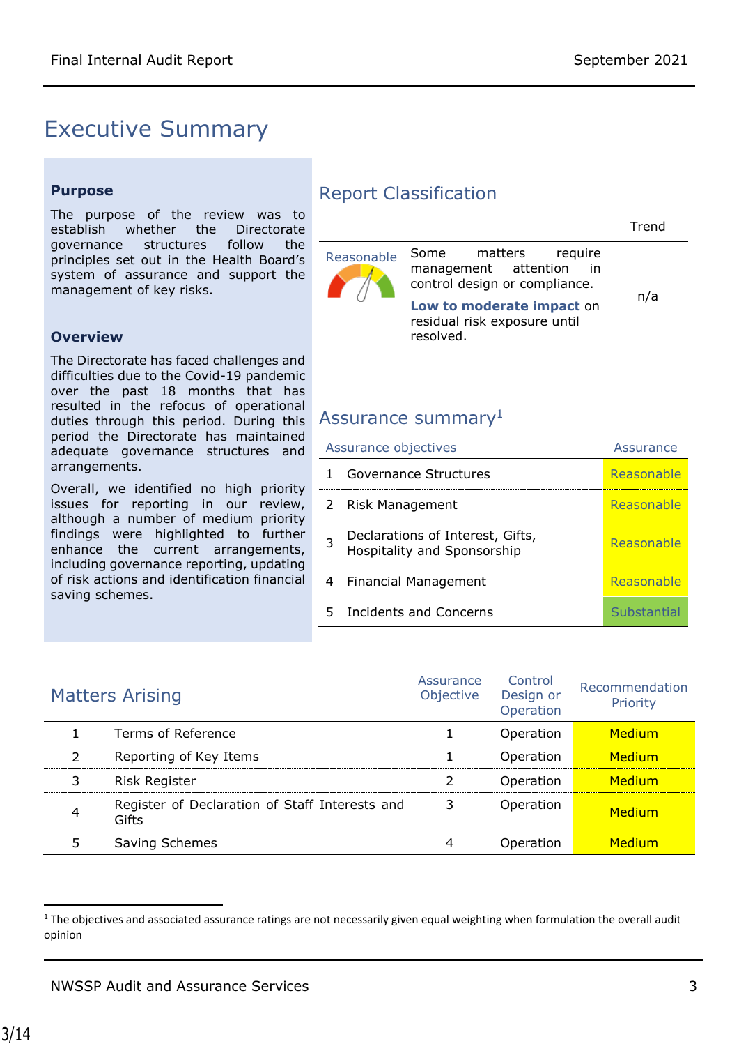# Executive Summary

### Purpose

The purpose of the review was to establish whether the Directorate governance structures follow the principles set out in the Health Board's system of assurance and support the management of key risks.

### Overview

The Directorate has faced challenges and difficulties due to the Covid-19 pandemic over the past 18 months that has resulted in the refocus of operational duties through this period. During this period the Directorate has maintained adequate governance structures and arrangements.

Overall, we identified no high priority issues for reporting in our review, although a number of medium priority findings were highlighted to further enhance the current arrangements, including governance reporting, updating of risk actions and identification financial saving schemes.

## Report Classification

| | | Trend |
|---|---|---|
| Reasonable | Some matters require management attention in control design or compliance. **Low to moderate impact** on residual risk exposure until resolved. | n/a |

## Assurance summary[1]

| | Assurance objectives | Assurance |
|---|---|---|
| 1 | Governance Structures | Reasonable |
| 2 | Risk Management | Reasonable |
| 3 | Declarations of Interest, Gifts, Hospitality and Sponsorship | Reasonable |
| 4 | Financial Management | Reasonable |
| 5 | Incidents and Concerns | Substantial |

## Matters Arising

| | | Assurance Objective | Control Design or Operation | Recommendation Priority |
|---|---|---|---|---|
| 1 | Terms of Reference | 1 | Operation | Medium |
| 2 | Reporting of Key Items | 1 | Operation | Medium |
| 3 | Risk Register | 2 | Operation | Medium |
| 4 | Register of Declaration of Staff Interests and Gifts | 3 | Operation | Medium |
| 5 | Saving Schemes | 4 | Operation | Medium |

[1] The objectives and associated assurance ratings are not necessarily given equal weighting when formulation the overall audit opinion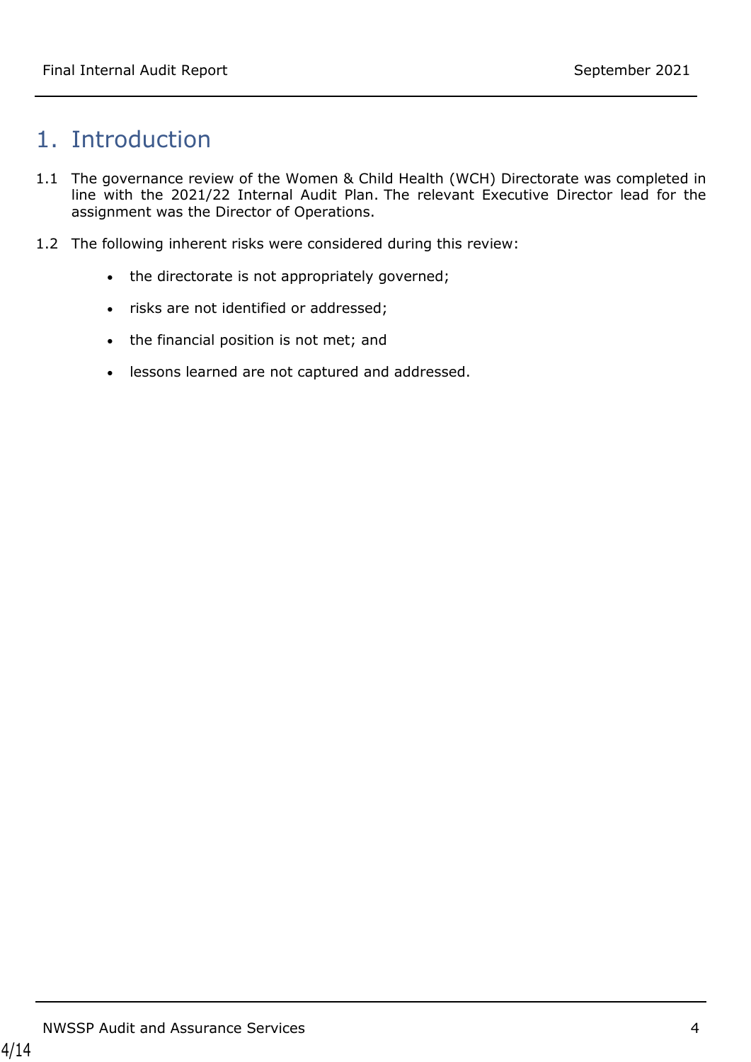# 1. Introduction

1.1 The governance review of the Women & Child Health (WCH) Directorate was completed in line with the 2021/22 Internal Audit Plan. The relevant Executive Director lead for the assignment was the Director of Operations.

1.2 The following inherent risks were considered during this review:

- the directorate is not appropriately governed;
- risks are not identified or addressed;
- the financial position is not met; and
- lessons learned are not captured and addressed.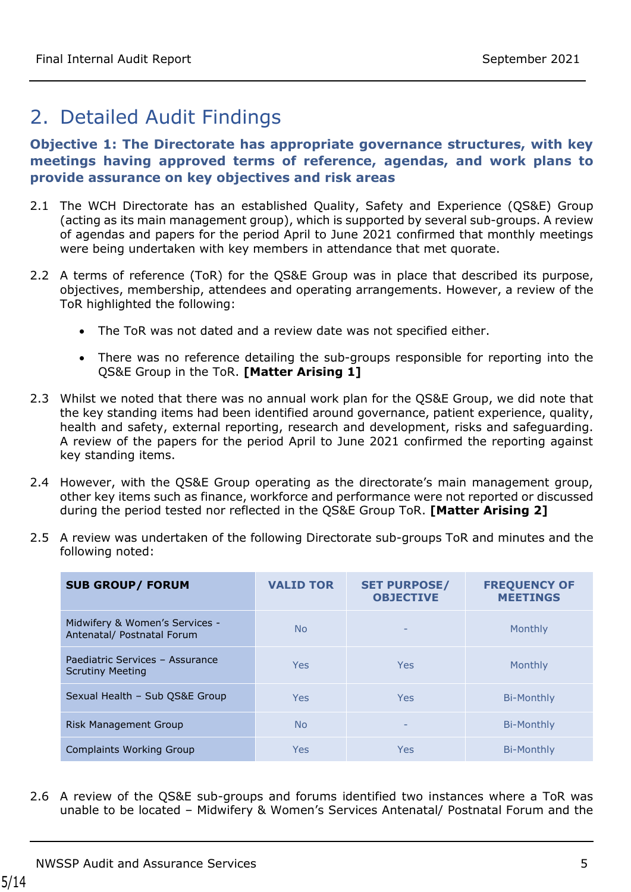## 2. Detailed Audit Findings

**Objective 1: The Directorate has appropriate governance structures, with key meetings having approved terms of reference, agendas, and work plans to provide assurance on key objectives and risk areas**

2.1 The WCH Directorate has an established Quality, Safety and Experience (QS&E) Group (acting as its main management group), which is supported by several sub-groups. A review of agendas and papers for the period April to June 2021 confirmed that monthly meetings were being undertaken with key members in attendance that met quorate.

2.2 A terms of reference (ToR) for the QS&E Group was in place that described its purpose, objectives, membership, attendees and operating arrangements. However, a review of the ToR highlighted the following:

- The ToR was not dated and a review date was not specified either.
- There was no reference detailing the sub-groups responsible for reporting into the QS&E Group in the ToR. **[Matter Arising 1]**

2.3 Whilst we noted that there was no annual work plan for the QS&E Group, we did note that the key standing items had been identified around governance, patient experience, quality, health and safety, external reporting, research and development, risks and safeguarding. A review of the papers for the period April to June 2021 confirmed the reporting against key standing items.

2.4 However, with the QS&E Group operating as the directorate's main management group, other key items such as finance, workforce and performance were not reported or discussed during the period tested nor reflected in the QS&E Group ToR. **[Matter Arising 2]**

2.5 A review was undertaken of the following Directorate sub-groups ToR and minutes and the following noted:

| SUB GROUP/ FORUM | VALID TOR | SET PURPOSE/ OBJECTIVE | FREQUENCY OF MEETINGS |
|---|---|---|---|
| Midwifery & Women's Services - Antenatal/ Postnatal Forum | No | - | Monthly |
| Paediatric Services – Assurance Scrutiny Meeting | Yes | Yes | Monthly |
| Sexual Health – Sub QS&E Group | Yes | Yes | Bi-Monthly |
| Risk Management Group | No | - | Bi-Monthly |
| Complaints Working Group | Yes | Yes | Bi-Monthly |

2.6 A review of the QS&E sub-groups and forums identified two instances where a ToR was unable to be located – Midwifery & Women's Services Antenatal/ Postnatal Forum and the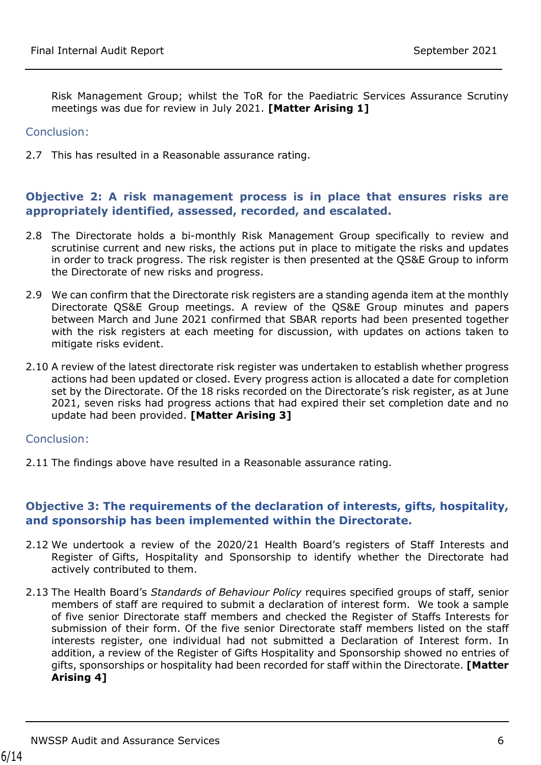Risk Management Group; whilst the ToR for the Paediatric Services Assurance Scrutiny meetings was due for review in July 2021. **[Matter Arising 1]**

Conclusion:

2.7 This has resulted in a Reasonable assurance rating.

### Objective 2: A risk management process is in place that ensures risks are appropriately identified, assessed, recorded, and escalated.

2.8 The Directorate holds a bi-monthly Risk Management Group specifically to review and scrutinise current and new risks, the actions put in place to mitigate the risks and updates in order to track progress. The risk register is then presented at the QS&E Group to inform the Directorate of new risks and progress.

2.9 We can confirm that the Directorate risk registers are a standing agenda item at the monthly Directorate QS&E Group meetings. A review of the QS&E Group minutes and papers between March and June 2021 confirmed that SBAR reports had been presented together with the risk registers at each meeting for discussion, with updates on actions taken to mitigate risks evident.

2.10 A review of the latest directorate risk register was undertaken to establish whether progress actions had been updated or closed. Every progress action is allocated a date for completion set by the Directorate. Of the 18 risks recorded on the Directorate's risk register, as at June 2021, seven risks had progress actions that had expired their set completion date and no update had been provided. **[Matter Arising 3]**

Conclusion:

2.11 The findings above have resulted in a Reasonable assurance rating.

### Objective 3: The requirements of the declaration of interests, gifts, hospitality, and sponsorship has been implemented within the Directorate.

2.12 We undertook a review of the 2020/21 Health Board's registers of Staff Interests and Register of Gifts, Hospitality and Sponsorship to identify whether the Directorate had actively contributed to them.

2.13 The Health Board's *Standards of Behaviour Policy* requires specified groups of staff, senior members of staff are required to submit a declaration of interest form. We took a sample of five senior Directorate staff members and checked the Register of Staffs Interests for submission of their form. Of the five senior Directorate staff members listed on the staff interests register, one individual had not submitted a Declaration of Interest form. In addition, a review of the Register of Gifts Hospitality and Sponsorship showed no entries of gifts, sponsorships or hospitality had been recorded for staff within the Directorate. **[Matter Arising 4]**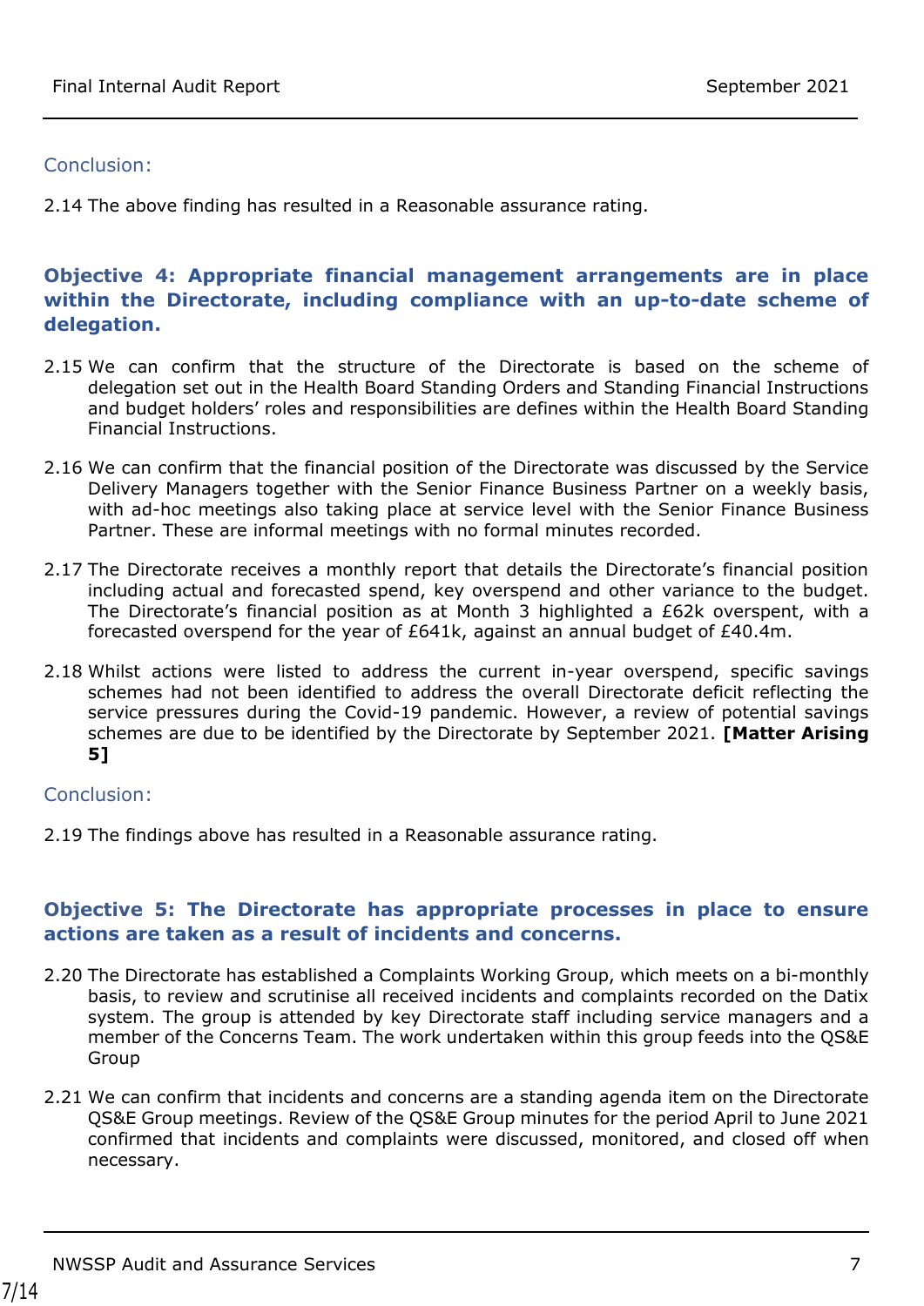Conclusion:

2.14 The above finding has resulted in a Reasonable assurance rating.

### Objective 4: Appropriate financial management arrangements are in place within the Directorate, including compliance with an up-to-date scheme of delegation.

2.15 We can confirm that the structure of the Directorate is based on the scheme of delegation set out in the Health Board Standing Orders and Standing Financial Instructions and budget holders' roles and responsibilities are defines within the Health Board Standing Financial Instructions.

2.16 We can confirm that the financial position of the Directorate was discussed by the Service Delivery Managers together with the Senior Finance Business Partner on a weekly basis, with ad-hoc meetings also taking place at service level with the Senior Finance Business Partner. These are informal meetings with no formal minutes recorded.

2.17 The Directorate receives a monthly report that details the Directorate's financial position including actual and forecasted spend, key overspend and other variance to the budget. The Directorate's financial position as at Month 3 highlighted a £62k overspent, with a forecasted overspend for the year of £641k, against an annual budget of £40.4m.

2.18 Whilst actions were listed to address the current in-year overspend, specific savings schemes had not been identified to address the overall Directorate deficit reflecting the service pressures during the Covid-19 pandemic. However, a review of potential savings schemes are due to be identified by the Directorate by September 2021. **[Matter Arising 5]**

Conclusion:

2.19 The findings above has resulted in a Reasonable assurance rating.

### Objective 5: The Directorate has appropriate processes in place to ensure actions are taken as a result of incidents and concerns.

2.20 The Directorate has established a Complaints Working Group, which meets on a bi-monthly basis, to review and scrutinise all received incidents and complaints recorded on the Datix system. The group is attended by key Directorate staff including service managers and a member of the Concerns Team. The work undertaken within this group feeds into the QS&E Group

2.21 We can confirm that incidents and concerns are a standing agenda item on the Directorate QS&E Group meetings. Review of the QS&E Group minutes for the period April to June 2021 confirmed that incidents and complaints were discussed, monitored, and closed off when necessary.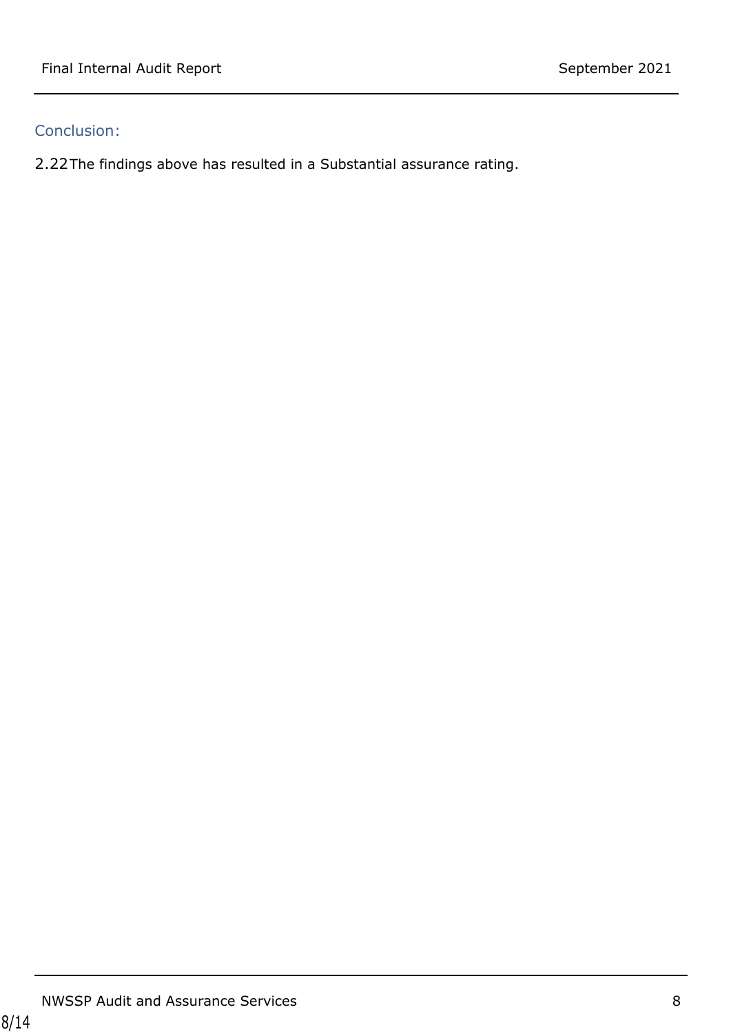### Conclusion:

2.22 The findings above has resulted in a Substantial assurance rating.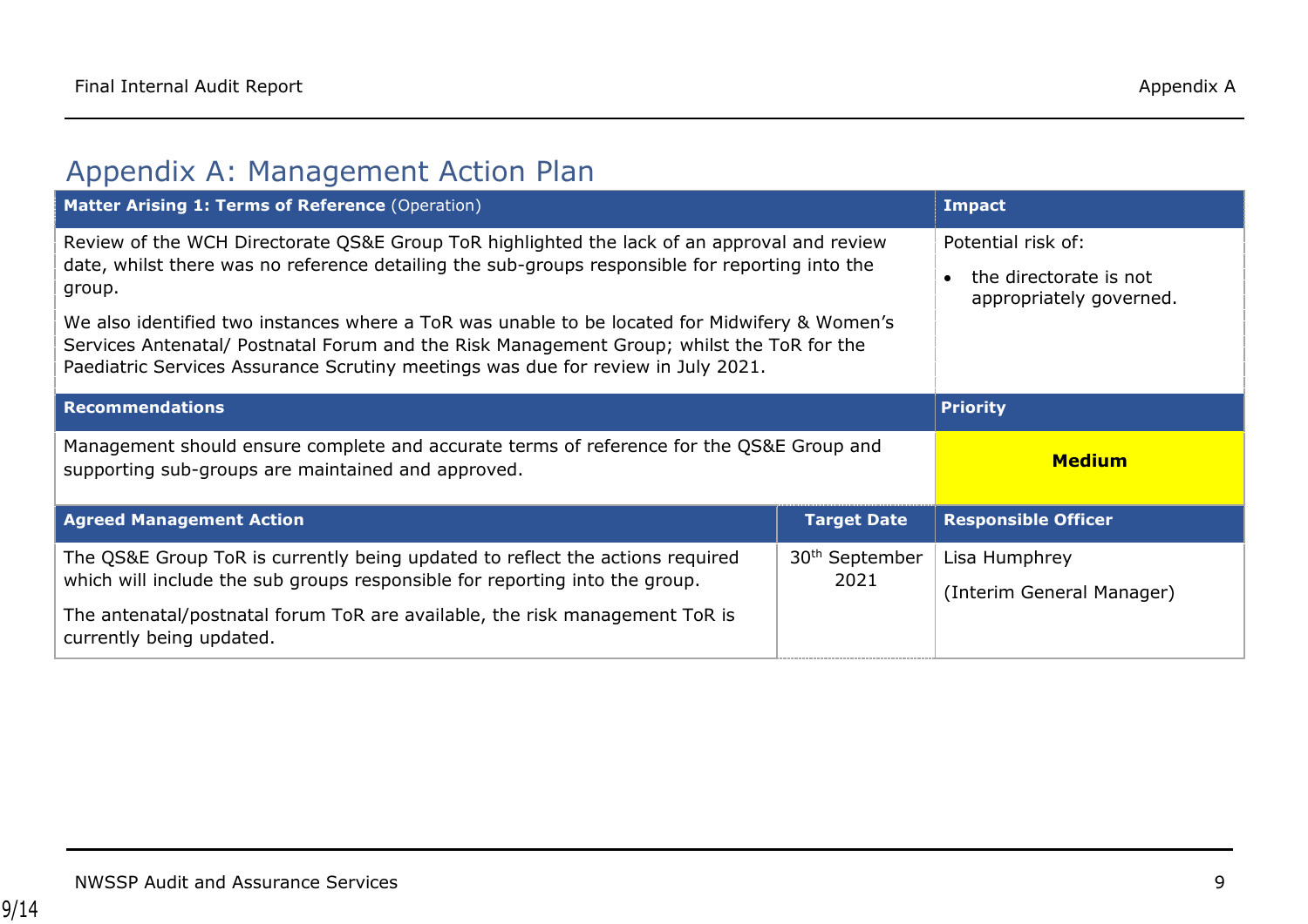## Appendix A: Management Action Plan

| **Matter Arising 1: Terms of Reference** (Operation) | | **Impact** |
|---|---|---|
| Review of the WCH Directorate QS&E Group ToR highlighted the lack of an approval and review date, whilst there was no reference detailing the sub-groups responsible for reporting into the group.<br><br>We also identified two instances where a ToR was unable to be located for Midwifery & Women's Services Antenatal/ Postnatal Forum and the Risk Management Group; whilst the ToR for the Paediatric Services Assurance Scrutiny meetings was due for review in July 2021. | | Potential risk of:<br><br>• the directorate is not appropriately governed. |
| **Recommendations** | | **Priority** |
| Management should ensure complete and accurate terms of reference for the QS&E Group and supporting sub-groups are maintained and approved. | | **Medium** |
| **Agreed Management Action** | **Target Date** | **Responsible Officer** |
| The QS&E Group ToR is currently being updated to reflect the actions required which will include the sub groups responsible for reporting into the group.<br><br>The antenatal/postnatal forum ToR are available, the risk management ToR is currently being updated. | 30th September 2021 | Lisa Humphrey<br><br>(Interim General Manager) |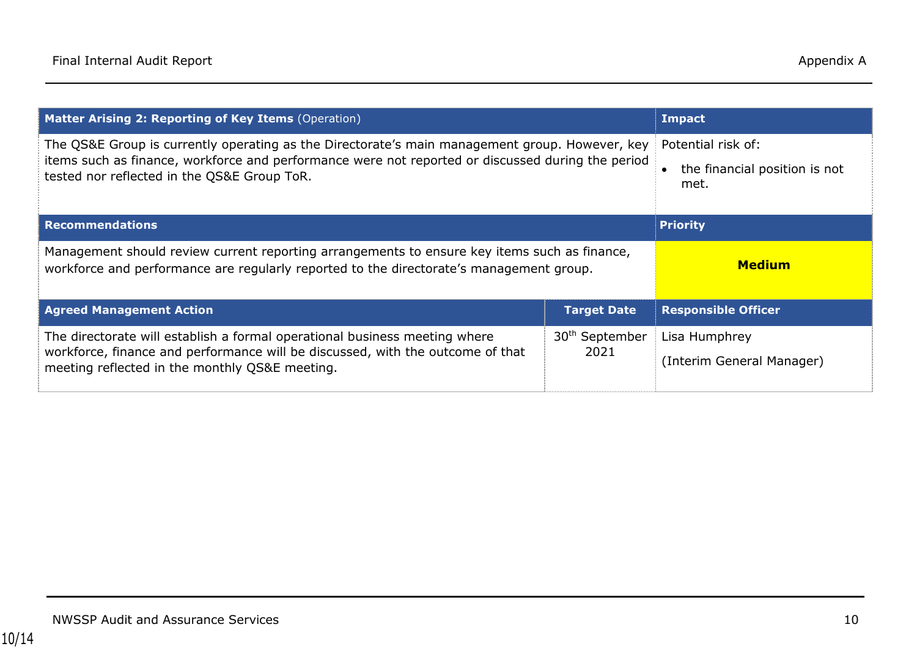| **Matter Arising 2: Reporting of Key Items** (Operation) | | **Impact** |
| --- | --- | --- |
| The QS&E Group is currently operating as the Directorate's main management group. However, key items such as finance, workforce and performance were not reported or discussed during the period tested nor reflected in the QS&E Group ToR. | | Potential risk of:<br>• the financial position is not met. |
| **Recommendations** | | **Priority** |
| Management should review current reporting arrangements to ensure key items such as finance, workforce and performance are regularly reported to the directorate's management group. | | **Medium** |
| **Agreed Management Action** | **Target Date** | **Responsible Officer** |
| The directorate will establish a formal operational business meeting where workforce, finance and performance will be discussed, with the outcome of that meeting reflected in the monthly QS&E meeting. | 30th September 2021 | Lisa Humphrey<br>(Interim General Manager) |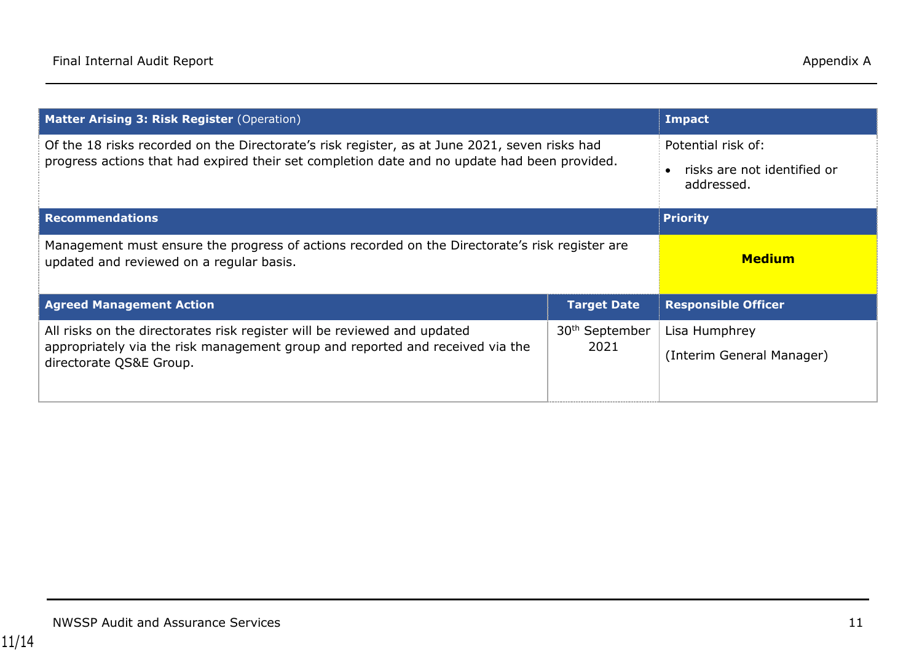| **Matter Arising 3: Risk Register** (Operation) | | **Impact** |
| --- | --- | --- |
| Of the 18 risks recorded on the Directorate's risk register, as at June 2021, seven risks had progress actions that had expired their set completion date and no update had been provided. | | Potential risk of:<br>• risks are not identified or addressed. |
| **Recommendations** | | **Priority** |
| Management must ensure the progress of actions recorded on the Directorate's risk register are updated and reviewed on a regular basis. | | **Medium** |
| **Agreed Management Action** | **Target Date** | **Responsible Officer** |
| All risks on the directorates risk register will be reviewed and updated appropriately via the risk management group and reported and received via the directorate QS&E Group. | 30th September 2021 | Lisa Humphrey<br>(Interim General Manager) |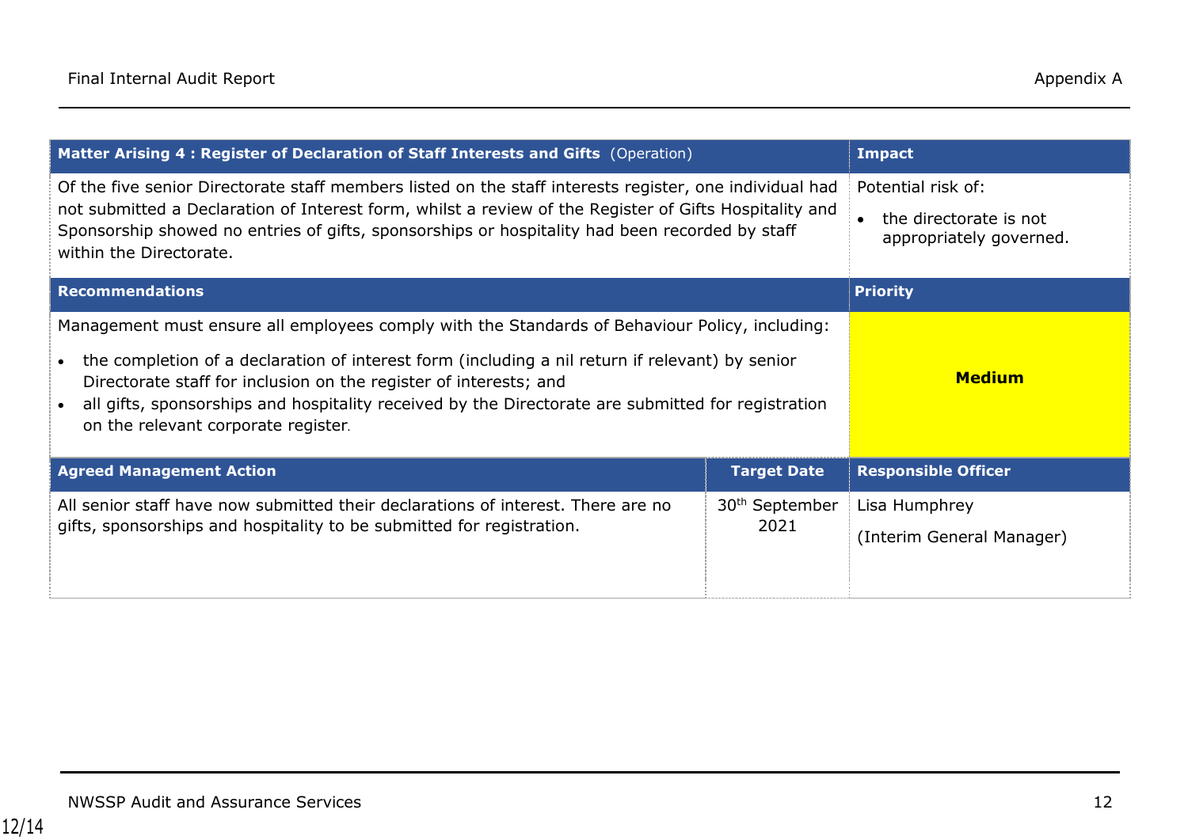| Matter Arising 4 : Register of Declaration of Staff Interests and Gifts (Operation) | | Impact |
|---|---|---|
| Of the five senior Directorate staff members listed on the staff interests register, one individual had not submitted a Declaration of Interest form, whilst a review of the Register of Gifts Hospitality and Sponsorship showed no entries of gifts, sponsorships or hospitality had been recorded by staff within the Directorate. | | Potential risk of:<br>• the directorate is not appropriately governed. |
| **Recommendations** | | **Priority** |
| Management must ensure all employees comply with the Standards of Behaviour Policy, including:<br>• the completion of a declaration of interest form (including a nil return if relevant) by senior Directorate staff for inclusion on the register of interests; and<br>• all gifts, sponsorships and hospitality received by the Directorate are submitted for registration on the relevant corporate register. | | **Medium** |
| **Agreed Management Action** | **Target Date** | **Responsible Officer** |
| All senior staff have now submitted their declarations of interest. There are no gifts, sponsorships and hospitality to be submitted for registration. | 30th September 2021 | Lisa Humphrey<br>(Interim General Manager) |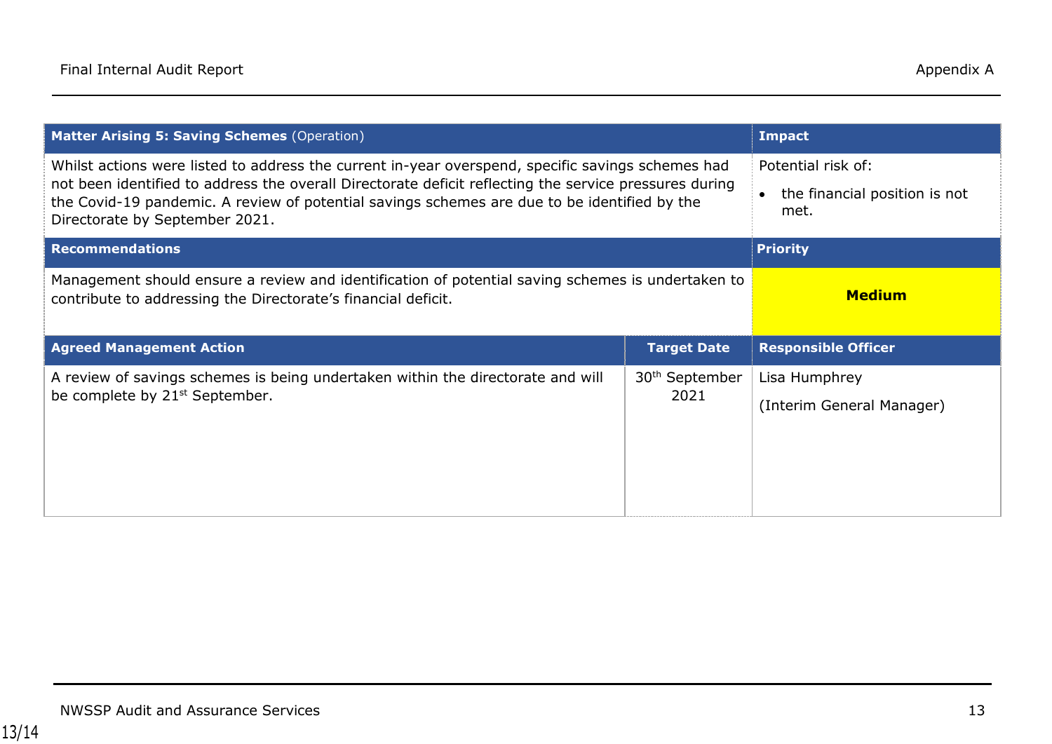| **Matter Arising 5: Saving Schemes** (Operation) | | **Impact** |
|---|---|---|
| Whilst actions were listed to address the current in-year overspend, specific savings schemes had not been identified to address the overall Directorate deficit reflecting the service pressures during the Covid-19 pandemic. A review of potential savings schemes are due to be identified by the Directorate by September 2021. | | Potential risk of:<br>• the financial position is not met. |
| **Recommendations** | | **Priority** |
| Management should ensure a review and identification of potential saving schemes is undertaken to contribute to addressing the Directorate's financial deficit. | | **Medium** |
| **Agreed Management Action** | **Target Date** | **Responsible Officer** |
| A review of savings schemes is being undertaken within the directorate and will be complete by 21st September. | 30th September 2021 | Lisa Humphrey<br>(Interim General Manager) |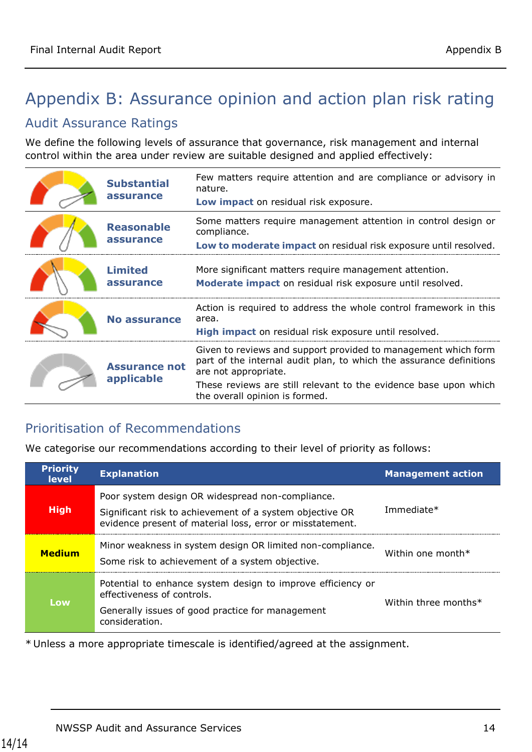# Appendix B: Assurance opinion and action plan risk rating

## Audit Assurance Ratings

We define the following levels of assurance that governance, risk management and internal control within the area under review are suitable designed and applied effectively:

| | | |
|---|---|---|
| **Substantial assurance** | Few matters require attention and are compliance or advisory in nature.<br>**Low impact** on residual risk exposure. |
| **Reasonable assurance** | Some matters require management attention in control design or compliance.<br>**Low to moderate impact** on residual risk exposure until resolved. |
| **Limited assurance** | More significant matters require management attention.<br>**Moderate impact** on residual risk exposure until resolved. |
| **No assurance** | Action is required to address the whole control framework in this area.<br>**High impact** on residual risk exposure until resolved. |
| **Assurance not applicable** | Given to reviews and support provided to management which form part of the internal audit plan, to which the assurance definitions are not appropriate.<br>These reviews are still relevant to the evidence base upon which the overall opinion is formed. |

## Prioritisation of Recommendations

We categorise our recommendations according to their level of priority as follows:

| Priority level | Explanation | Management action |
|---|---|---|
| **High** | Poor system design OR widespread non-compliance.<br>Significant risk to achievement of a system objective OR evidence present of material loss, error or misstatement. | Immediate* |
| **Medium** | Minor weakness in system design OR limited non-compliance.<br>Some risk to achievement of a system objective. | Within one month* |
| **Low** | Potential to enhance system design to improve efficiency or effectiveness of controls.<br>Generally issues of good practice for management consideration. | Within three months* |

* Unless a more appropriate timescale is identified/agreed at the assignment.